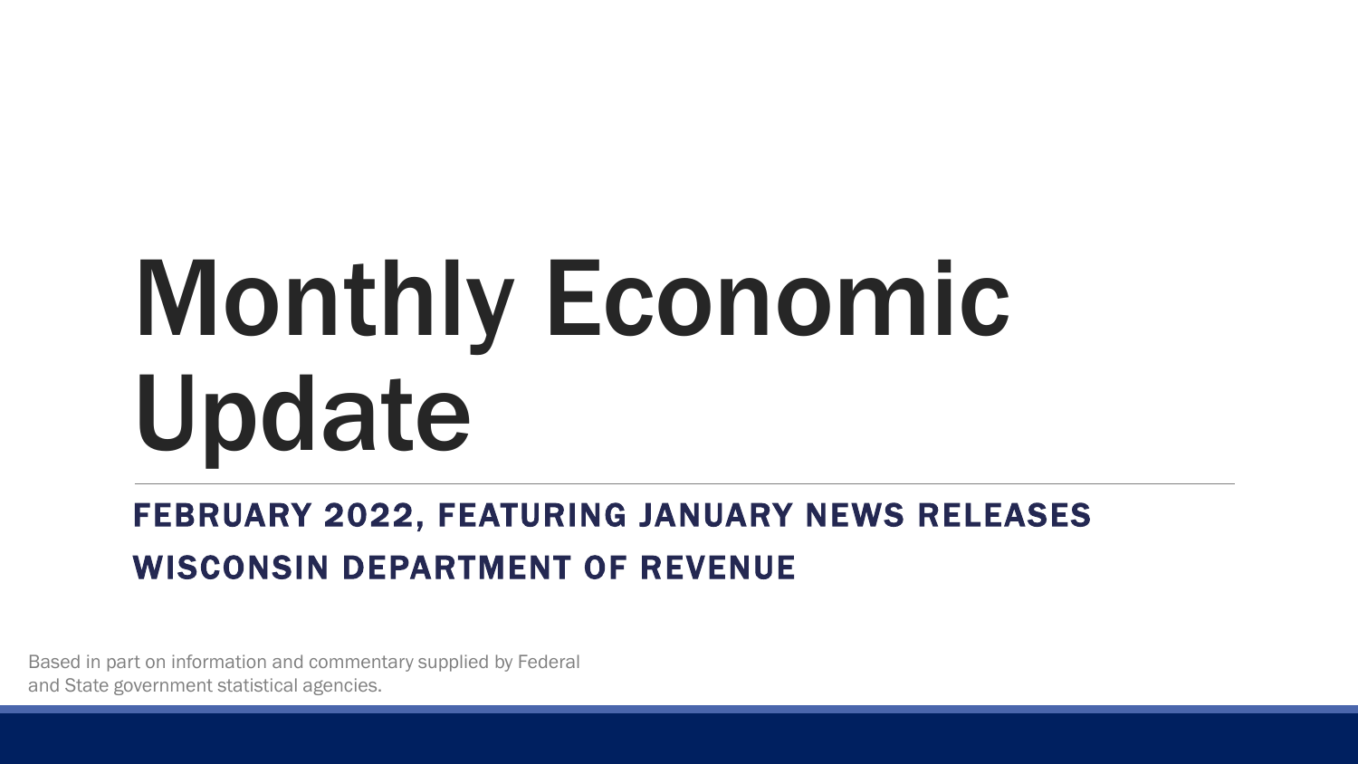# Monthly Economic Update

## FEBRUARY 2022, FEATURING JANUARY NEWS RELEASES

## WISCONSIN DEPARTMENT OF REVENUE

Based in part on information and commentary supplied by Federal and State government statistical agencies.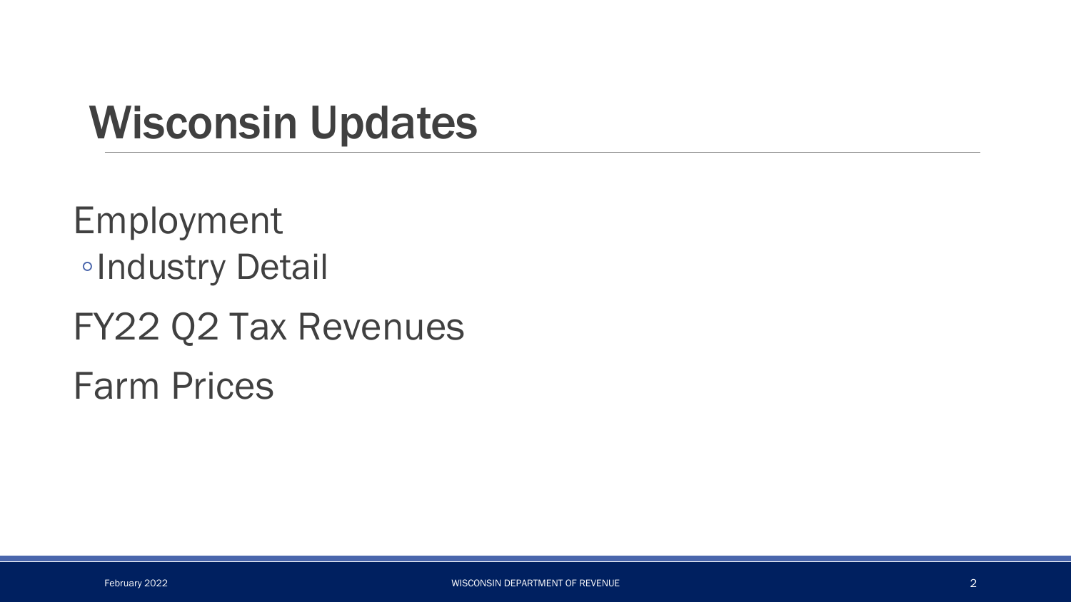# Wisconsin Updates

- Employment
  - Industry Detail
- FY22 Q2 Tax Revenues
- Farm Prices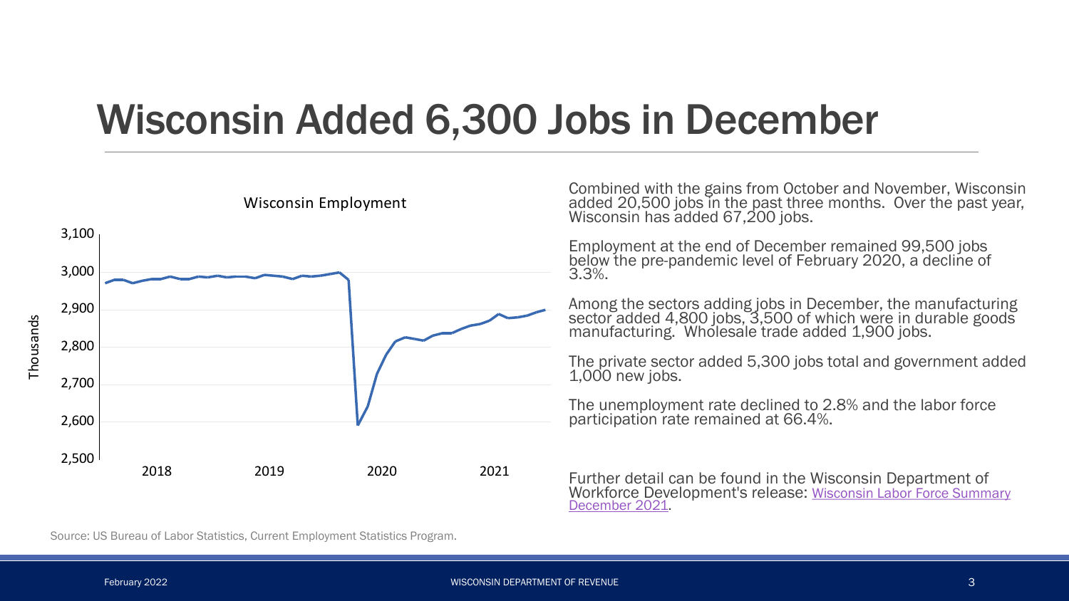# Wisconsin Added 6,300 Jobs in December

Wisconsin Employment

Thousands

3,100
3,000
2,900
2,800
2,700
2,600
2,500

2018 2019 2020 2021

Combined with the gains from October and November, Wisconsin added 20,500 jobs in the past three months. Over the past year, Wisconsin has added 67,200 jobs.

Employment at the end of December remained 99,500 jobs below the pre-pandemic level of February 2020, a decline of 3.3%.

Among the sectors adding jobs in December, the manufacturing sector added 4,800 jobs, 3,500 of which were in durable goods manufacturing. Wholesale trade added 1,900 jobs.

The private sector added 5,300 jobs total and government added 1,000 new jobs.

The unemployment rate declined to 2.8% and the labor force participation rate remained at 66.4%.

Further detail can be found in the Wisconsin Department of Workforce Development's release: Wisconsin Labor Force Summary December 2021.

Source: US Bureau of Labor Statistics, Current Employment Statistics Program.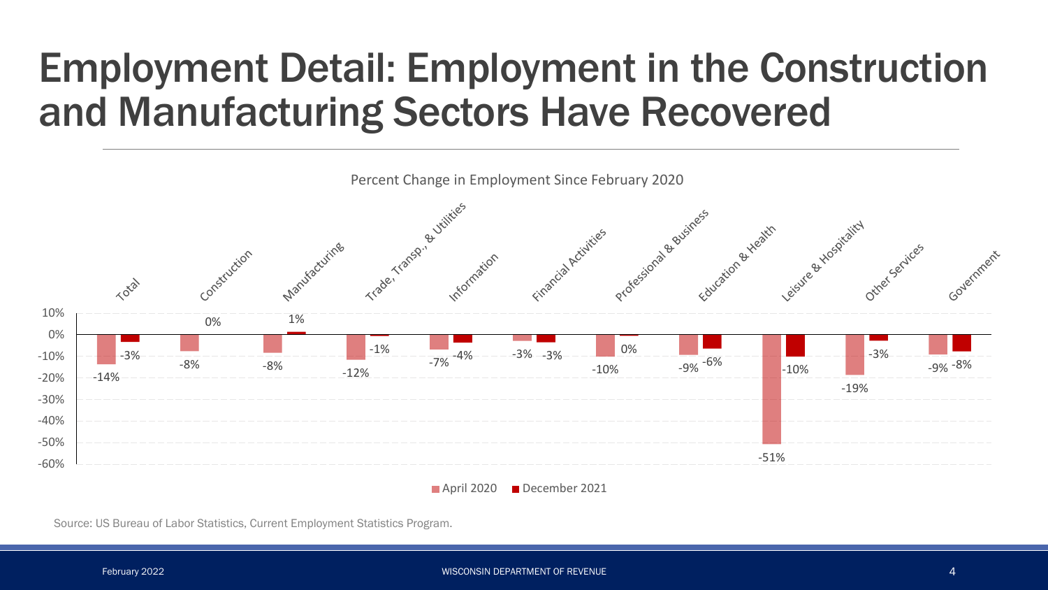# Employment Detail: Employment in the Construction and Manufacturing Sectors Have Recovered

Percent Change in Employment Since February 2020

| Sector | April 2020 | December 2021 |
|---|---|---|
| Total | -14% | -3% |
| Construction | -8% | 0% |
| Manufacturing | -8% | 1% |
| Trade, Transp., & Utilities | -12% | -1% |
| Information | -7% | -4% |
| Financial Activities | -3% | -3% |
| Professional & Business | -10% | 0% |
| Education & Health | -9% | -6% |
| Leisure & Hospitality | -51% | -10% |
| Other Services | -19% | -3% |
| Government | -9% | -8% |

Source: US Bureau of Labor Statistics, Current Employment Statistics Program.

February 2022

WISCONSIN DEPARTMENT OF REVENUE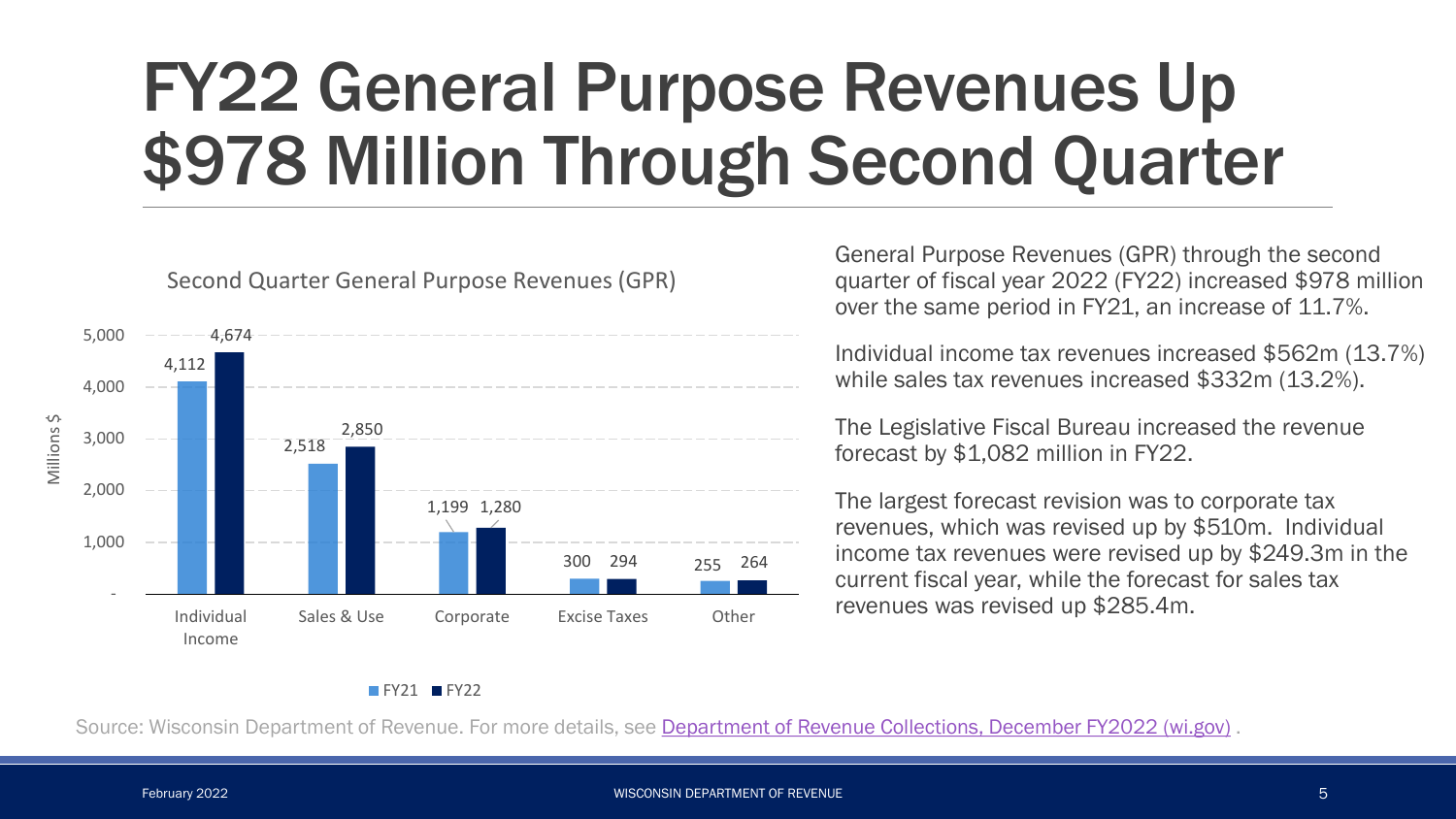# FY22 General Purpose Revenues Up $978 Million Through Second Quarter

Second Quarter General Purpose Revenues (GPR)

| Millions $ | FY21 | FY22 |
|---|---|---|
| Individual Income | 4,112 | 4,674 |
| Sales & Use | 2,518 | 2,850 |
| Corporate | 1,199 | 1,280 |
| Excise Taxes | 300 | 294 |
| Other | 255 | 264 |

General Purpose Revenues (GPR) through the second quarter of fiscal year 2022 (FY22) increased $978 million over the same period in FY21, an increase of 11.7%.

Individual income tax revenues increased $562m (13.7%) while sales tax revenues increased $332m (13.2%).

The Legislative Fiscal Bureau increased the revenue forecast by $1,082 million in FY22.

The largest forecast revision was to corporate tax revenues, which was revised up by $510m. Individual income tax revenues were revised up by $249.3m in the current fiscal year, while the forecast for sales tax revenues was revised up $285.4m.

Source: Wisconsin Department of Revenue. For more details, see Department of Revenue Collections, December FY2022 (wi.gov) .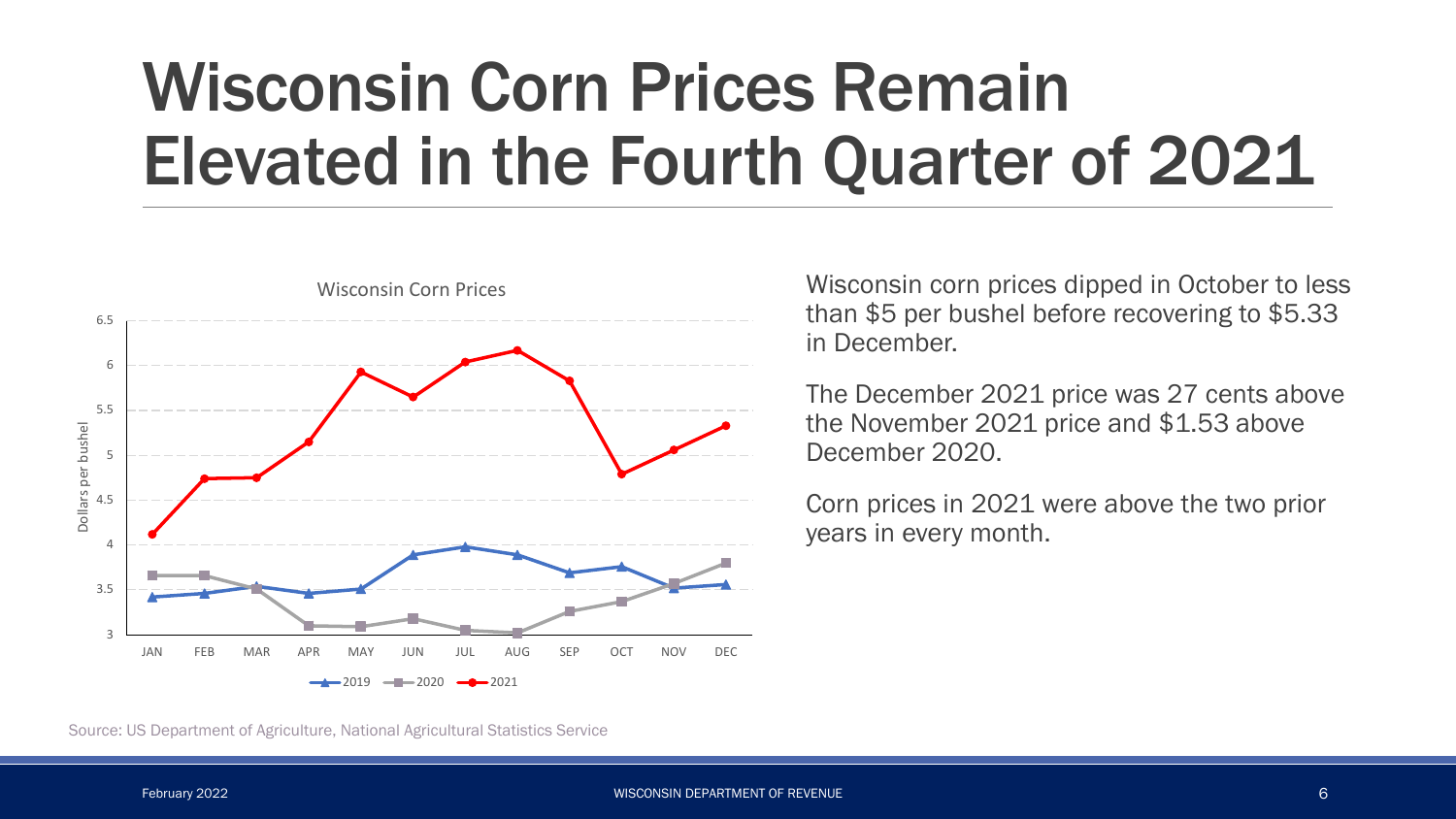# Wisconsin Corn Prices Remain Elevated in the Fourth Quarter of 2021

Wisconsin Corn Prices

Wisconsin corn prices dipped in October to less than $5 per bushel before recovering to $5.33 in December.

The December 2021 price was 27 cents above the November 2021 price and $1.53 above December 2020.

Corn prices in 2021 were above the two prior years in every month.

Source: US Department of Agriculture, National Agricultural Statistics Service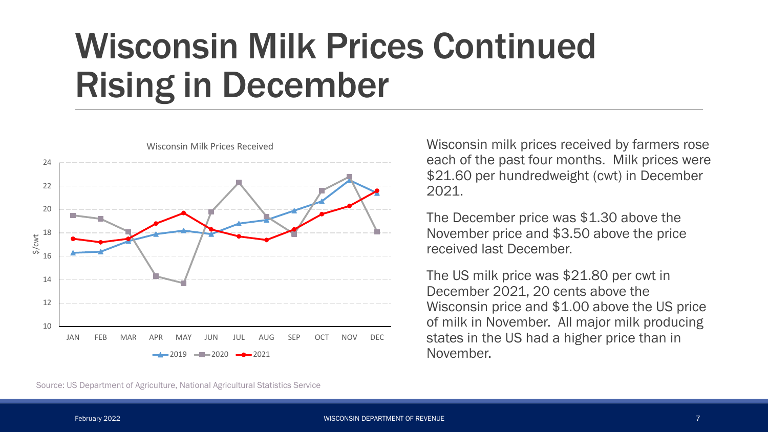# Wisconsin Milk Prices Continued Rising in December

Wisconsin milk prices received by farmers rose each of the past four months. Milk prices were $21.60 per hundredweight (cwt) in December 2021.

The December price was $1.30 above the November price and $3.50 above the price received last December.

The US milk price was $21.80 per cwt in December 2021, 20 cents above the Wisconsin price and $1.00 above the US price of milk in November. All major milk producing states in the US had a higher price than in November.

Source: US Department of Agriculture, National Agricultural Statistics Service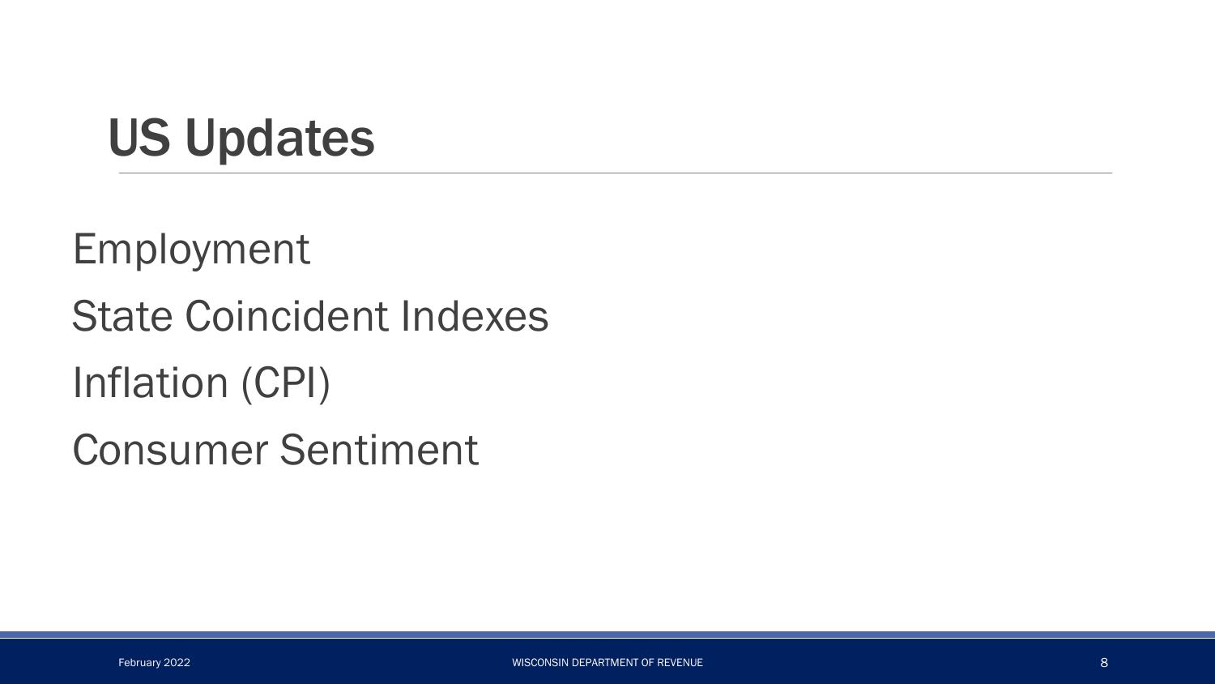# US Updates

Employment

State Coincident Indexes

Inflation (CPI)

Consumer Sentiment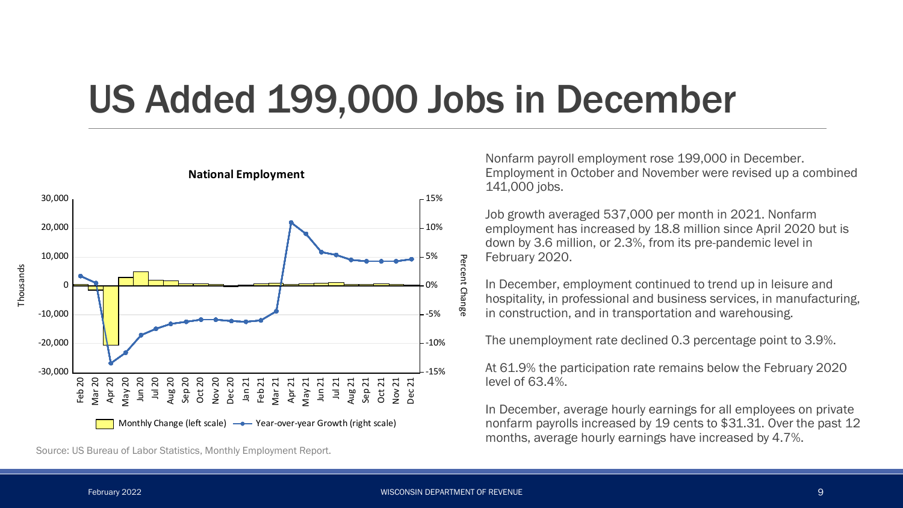# US Added 199,000 Jobs in December

**National Employment**

Monthly Change (left scale) — Year-over-year Growth (right scale)

Source: US Bureau of Labor Statistics, Monthly Employment Report.

Nonfarm payroll employment rose 199,000 in December. Employment in October and November were revised up a combined 141,000 jobs.

Job growth averaged 537,000 per month in 2021. Nonfarm employment has increased by 18.8 million since April 2020 but is down by 3.6 million, or 2.3%, from its pre-pandemic level in February 2020.

In December, employment continued to trend up in leisure and hospitality, in professional and business services, in manufacturing, in construction, and in transportation and warehousing.

The unemployment rate declined 0.3 percentage point to 3.9%.

At 61.9% the participation rate remains below the February 2020 level of 63.4%.

In December, average hourly earnings for all employees on private nonfarm payrolls increased by 19 cents to $31.31. Over the past 12 months, average hourly earnings have increased by 4.7%.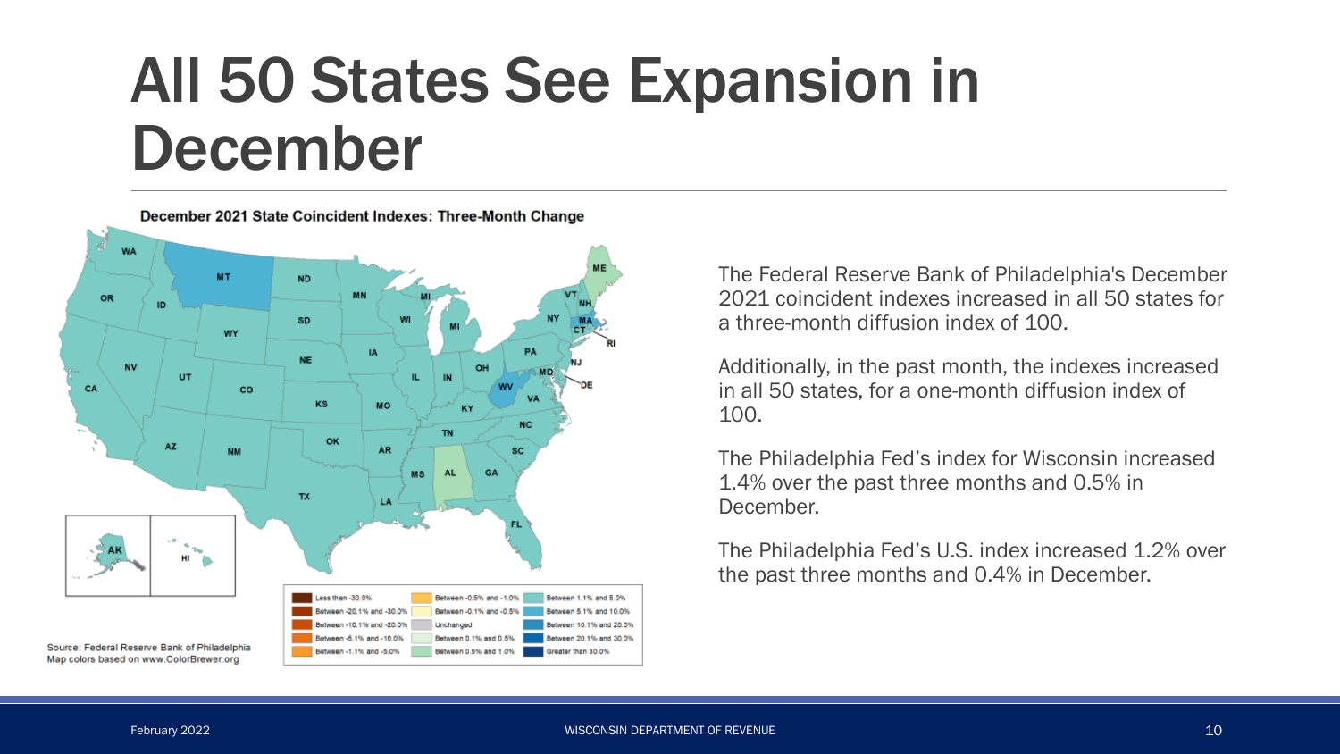# All 50 States See Expansion in December

December 2021 State Coincident Indexes: Three-Month Change

Source: Federal Reserve Bank of Philadelphia
Map colors based on www.ColorBrewer.org

The Federal Reserve Bank of Philadelphia's December 2021 coincident indexes increased in all 50 states for a three-month diffusion index of 100.

Additionally, in the past month, the indexes increased in all 50 states, for a one-month diffusion index of 100.

The Philadelphia Fed's index for Wisconsin increased 1.4% over the past three months and 0.5% in December.

The Philadelphia Fed's U.S. index increased 1.2% over the past three months and 0.4% in December.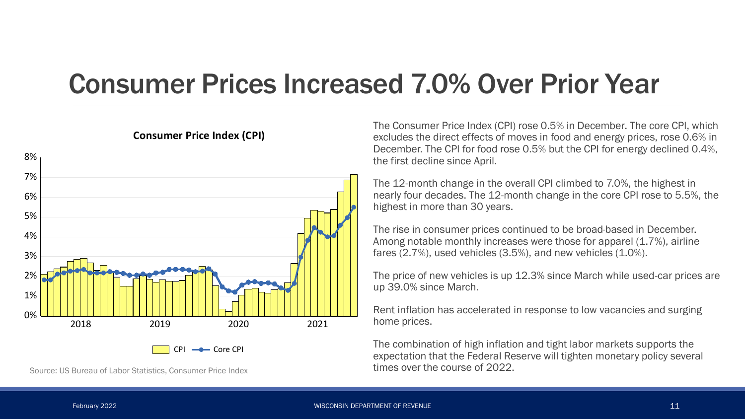# Consumer Prices Increased 7.0% Over Prior Year

**Consumer Price Index (CPI)**

Source: US Bureau of Labor Statistics, Consumer Price Index

The Consumer Price Index (CPI) rose 0.5% in December. The core CPI, which excludes the direct effects of moves in food and energy prices, rose 0.6% in December. The CPI for food rose 0.5% but the CPI for energy declined 0.4%, the first decline since April.

The 12-month change in the overall CPI climbed to 7.0%, the highest in nearly four decades. The 12-month change in the core CPI rose to 5.5%, the highest in more than 30 years.

The rise in consumer prices continued to be broad-based in December. Among notable monthly increases were those for apparel (1.7%), airline fares (2.7%), used vehicles (3.5%), and new vehicles (1.0%).

The price of new vehicles is up 12.3% since March while used-car prices are up 39.0% since March.

Rent inflation has accelerated in response to low vacancies and surging home prices.

The combination of high inflation and tight labor markets supports the expectation that the Federal Reserve will tighten monetary policy several times over the course of 2022.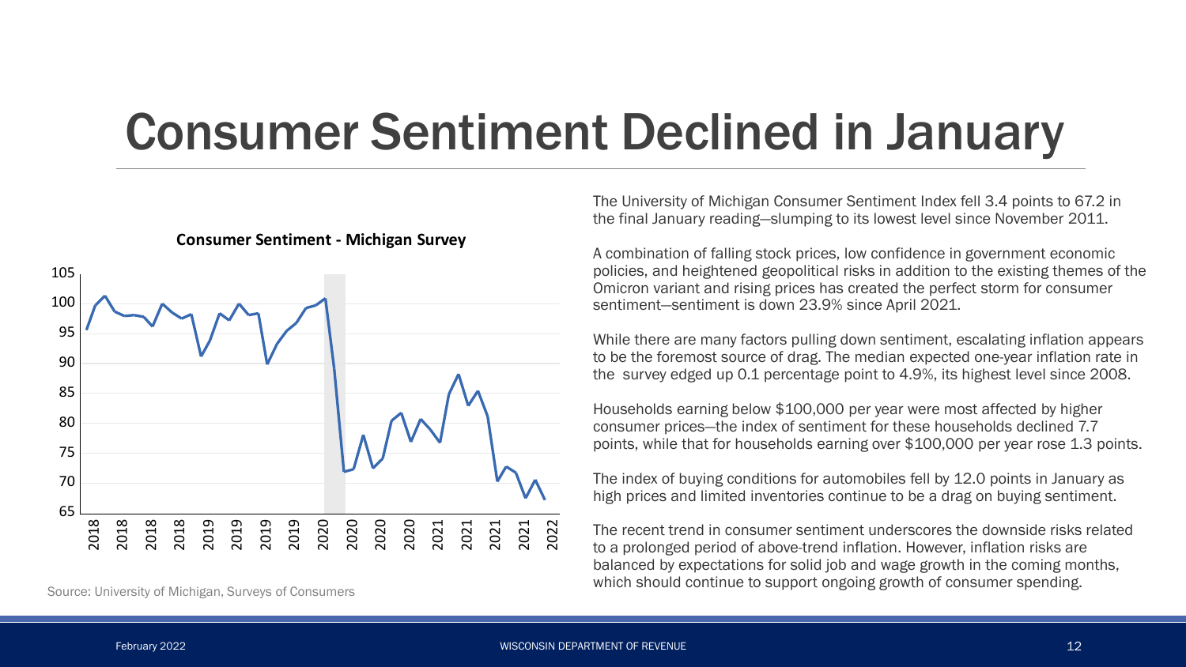# Consumer Sentiment Declined in January

**Consumer Sentiment - Michigan Survey**

Source: University of Michigan, Surveys of Consumers

The University of Michigan Consumer Sentiment Index fell 3.4 points to 67.2 in the final January reading—slumping to its lowest level since November 2011.

A combination of falling stock prices, low confidence in government economic policies, and heightened geopolitical risks in addition to the existing themes of the Omicron variant and rising prices has created the perfect storm for consumer sentiment—sentiment is down 23.9% since April 2021.

While there are many factors pulling down sentiment, escalating inflation appears to be the foremost source of drag. The median expected one-year inflation rate in the survey edged up 0.1 percentage point to 4.9%, its highest level since 2008.

Households earning below $100,000 per year were most affected by higher consumer prices—the index of sentiment for these households declined 7.7 points, while that for households earning over $100,000 per year rose 1.3 points.

The index of buying conditions for automobiles fell by 12.0 points in January as high prices and limited inventories continue to be a drag on buying sentiment.

The recent trend in consumer sentiment underscores the downside risks related to a prolonged period of above-trend inflation. However, inflation risks are balanced by expectations for solid job and wage growth in the coming months, which should continue to support ongoing growth of consumer spending.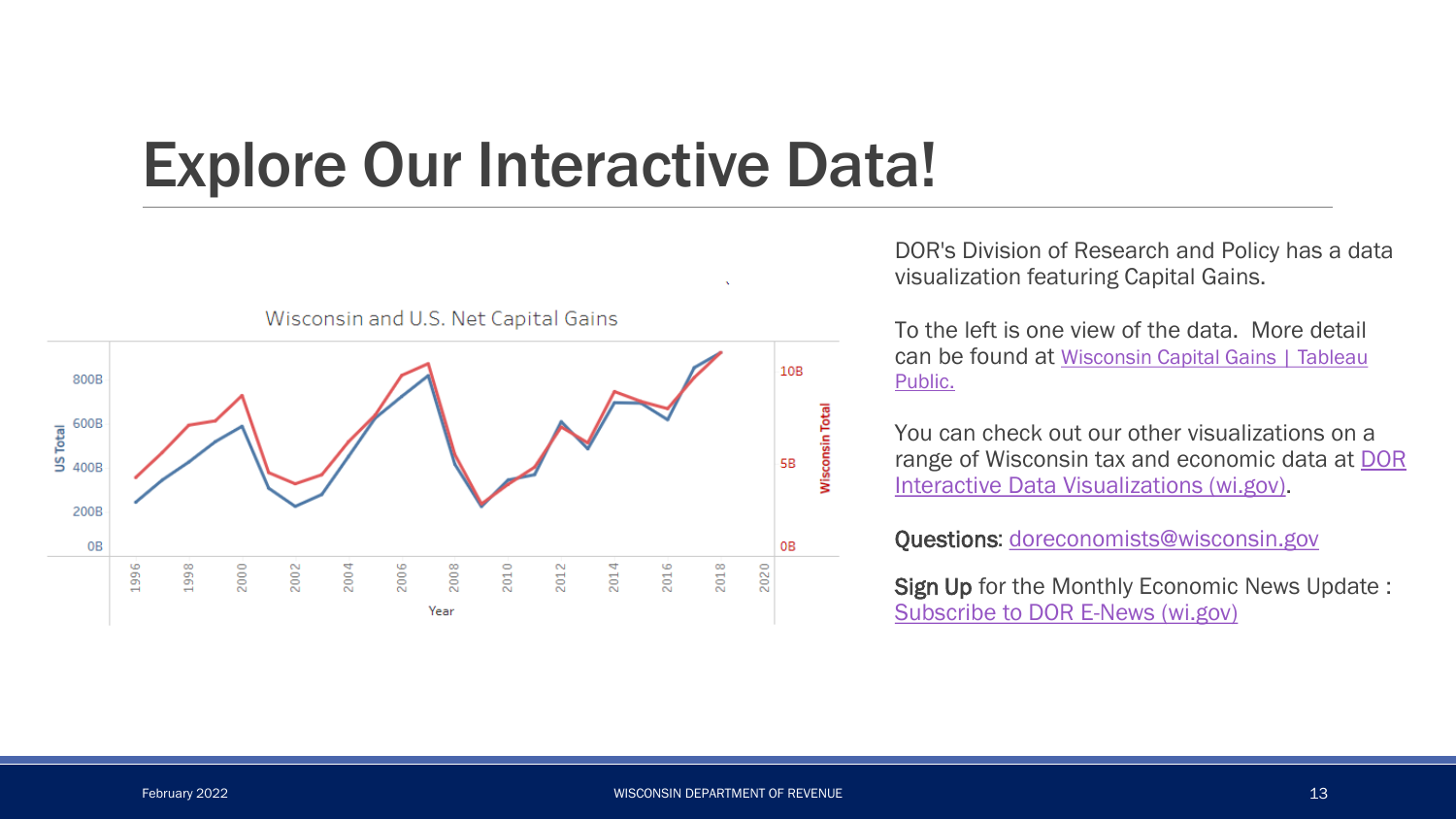# Explore Our Interactive Data!

Wisconsin and U.S. Net Capital Gains

US Total

800B
600B
400B
200B
0B

Wisconsin Total

10B
5B
0B

1996
1998
2000
2002
2004
2006
2008
2010
2012
2014
2016
2018
2020

Year

DOR's Division of Research and Policy has a data visualization featuring Capital Gains.

To the left is one view of the data. More detail can be found at [Wisconsin Capital Gains | Tableau Public.]

You can check out our other visualizations on a range of Wisconsin tax and economic data at [DOR Interactive Data Visualizations (wi.gov)].

**Questions**: doreconomists@wisconsin.gov

**Sign Up** for the Monthly Economic News Update : [Subscribe to DOR E-News (wi.gov)]